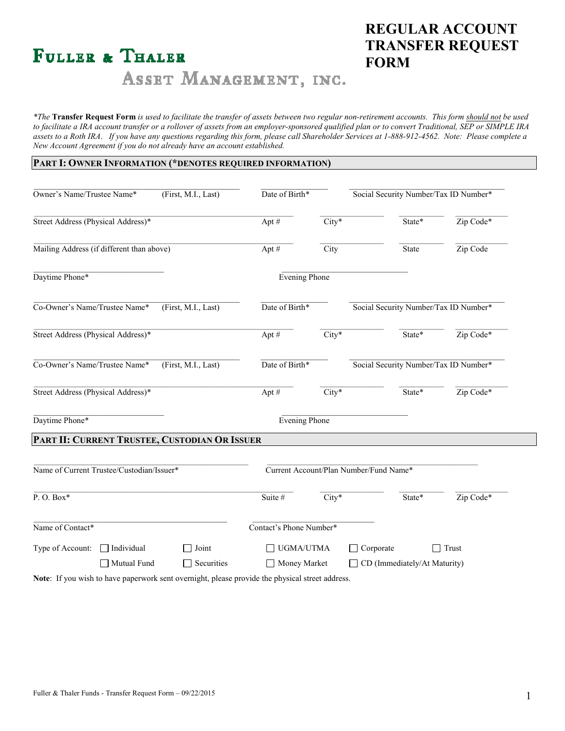# Fuller & Thaler Asset Management, inc.

# REGULAR ACCOUNT TRANSFER REQUEST FORM

**The Transfer Request Form** *is used to facilitate the transfer of assets between two regular non-retirement accounts. This form* <u>*should not*</u> *be used to facilitate a IRA account transfer or a rollover of assets from an employer-sponsored qualified plan or to convert Traditional, SEP or SIMPLE IRA assets to a Roth IRA. If you have any questions regarding this form, please call Shareholder Services at 1-888-912-4562. Note: Please complete a New Account Agreement if you do not already have an account established.*

## PART I: OWNER INFORMATION (*DENOTES REQUIRED INFORMATION)

Owner's Name/Trustee Name* (First, M.I., Last) ______ Date of Birth* ______ Social Security Number/Tax ID Number* ______

Street Address (Physical Address)* ______ Apt # ______ City* ______ State* ______ Zip Code* ______

Mailing Address (if different than above) ______ Apt # ______ City ______ State ______ Zip Code ______

Daytime Phone* ______ Evening Phone ______

Co-Owner's Name/Trustee Name* (First, M.I., Last) ______ Date of Birth* ______ Social Security Number/Tax ID Number* ______

Street Address (Physical Address)* ______ Apt # ______ City* ______ State* ______ Zip Code* ______

Co-Owner's Name/Trustee Name* (First, M.I., Last) ______ Date of Birth* ______ Social Security Number/Tax ID Number* ______

Street Address (Physical Address)* ______ Apt # ______ City* ______ State* ______ Zip Code* ______

Daytime Phone* ______ Evening Phone ______

## PART II: CURRENT TRUSTEE, CUSTODIAN OR ISSUER

Name of Current Trustee/Custodian/Issuer* ______ Current Account/Plan Number/Fund Name* ______

P. O. Box* ______ Suite # ______ City* ______ State* ______ Zip Code* ______

Name of Contact* ______ Contact's Phone Number* ______

Type of Account: ☐ Individual ☐ Joint ☐ UGMA/UTMA ☐ Corporate ☐ Trust

☐ Mutual Fund ☐ Securities ☐ Money Market ☐ CD (Immediately/At Maturity)

**Note**: If you wish to have paperwork sent overnight, please provide the physical street address.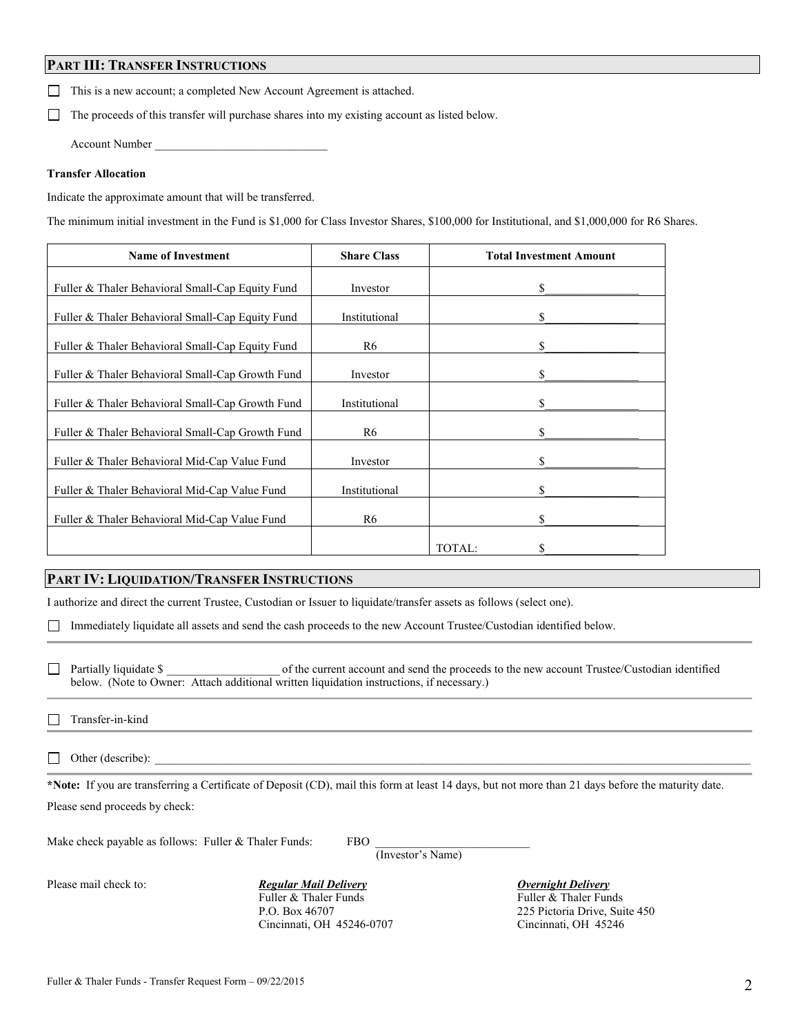## PART III: TRANSFER INSTRUCTIONS

☐ This is a new account; a completed New Account Agreement is attached.

☐ The proceeds of this transfer will purchase shares into my existing account as listed below.

Account Number ______________________________

**Transfer Allocation**

Indicate the approximate amount that will be transferred.

The minimum initial investment in the Fund is $1,000 for Class Investor Shares, $100,000 for Institutional, and $1,000,000 for R6 Shares.

| Name of Investment | Share Class | Total Investment Amount |
|---|---|---|
| Fuller & Thaler Behavioral Small-Cap Equity Fund | Investor | $________________ |
| Fuller & Thaler Behavioral Small-Cap Equity Fund | Institutional | $________________ |
| Fuller & Thaler Behavioral Small-Cap Equity Fund | R6 | $________________ |
| Fuller & Thaler Behavioral Small-Cap Growth Fund | Investor | $________________ |
| Fuller & Thaler Behavioral Small-Cap Growth Fund | Institutional | $________________ |
| Fuller & Thaler Behavioral Small-Cap Growth Fund | R6 | $________________ |
| Fuller & Thaler Behavioral Mid-Cap Value Fund | Investor | $________________ |
| Fuller & Thaler Behavioral Mid-Cap Value Fund | Institutional | $________________ |
| Fuller & Thaler Behavioral Mid-Cap Value Fund | R6 | $________________ |
| | | TOTAL: $________________ |

## PART IV: LIQUIDATION/TRANSFER INSTRUCTIONS

I authorize and direct the current Trustee, Custodian or Issuer to liquidate/transfer assets as follows (select one).

☐ Immediately liquidate all assets and send the cash proceeds to the new Account Trustee/Custodian identified below.

☐ Partially liquidate $ ___________________ of the current account and send the proceeds to the new account Trustee/Custodian identified below. (Note to Owner: Attach additional written liquidation instructions, if necessary.)

☐ Transfer-in-kind

☐ Other (describe): ________________________________________________________________________________

***Note:** If you are transferring a Certificate of Deposit (CD), mail this form at least 14 days, but not more than 21 days before the maturity date.

Please send proceeds by check:

Make check payable as follows: Fuller & Thaler Funds: FBO __________________________
(Investor's Name)

Please mail check to:

***Regular Mail Delivery***
Fuller & Thaler Funds
P.O. Box 46707
Cincinnati, OH 45246-0707

***Overnight Delivery***
Fuller & Thaler Funds
225 Pictoria Drive, Suite 450
Cincinnati, OH 45246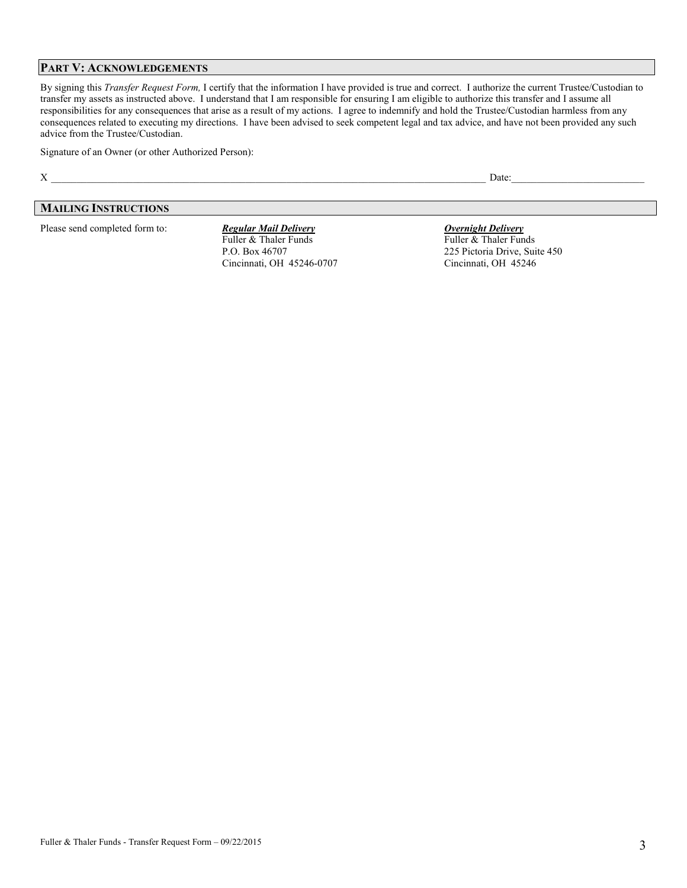## PART V: ACKNOWLEDGEMENTS

By signing this *Transfer Request Form,* I certify that the information I have provided is true and correct. I authorize the current Trustee/Custodian to transfer my assets as instructed above. I understand that I am responsible for ensuring I am eligible to authorize this transfer and I assume all responsibilities for any consequences that arise as a result of my actions. I agree to indemnify and hold the Trustee/Custodian harmless from any consequences related to executing my directions. I have been advised to seek competent legal and tax advice, and have not been provided any such advice from the Trustee/Custodian.

Signature of an Owner (or other Authorized Person):

X \_\_\_\_\_\_\_\_\_\_\_\_\_\_\_\_\_\_\_\_\_\_\_\_\_\_\_\_\_\_\_\_\_\_\_\_\_\_\_\_\_\_\_\_\_\_\_\_\_\_\_\_\_\_\_\_\_\_\_\_\_\_\_\_\_\_ Date:\_\_\_\_\_\_\_\_\_\_\_\_\_\_\_\_\_\_\_\_\_\_\_\_

## MAILING INSTRUCTIONS

Please send completed form to:

***Regular Mail Delivery***
Fuller & Thaler Funds
P.O. Box 46707
Cincinnati, OH 45246-0707

***Overnight Delivery***
Fuller & Thaler Funds
225 Pictoria Drive, Suite 450
Cincinnati, OH 45246